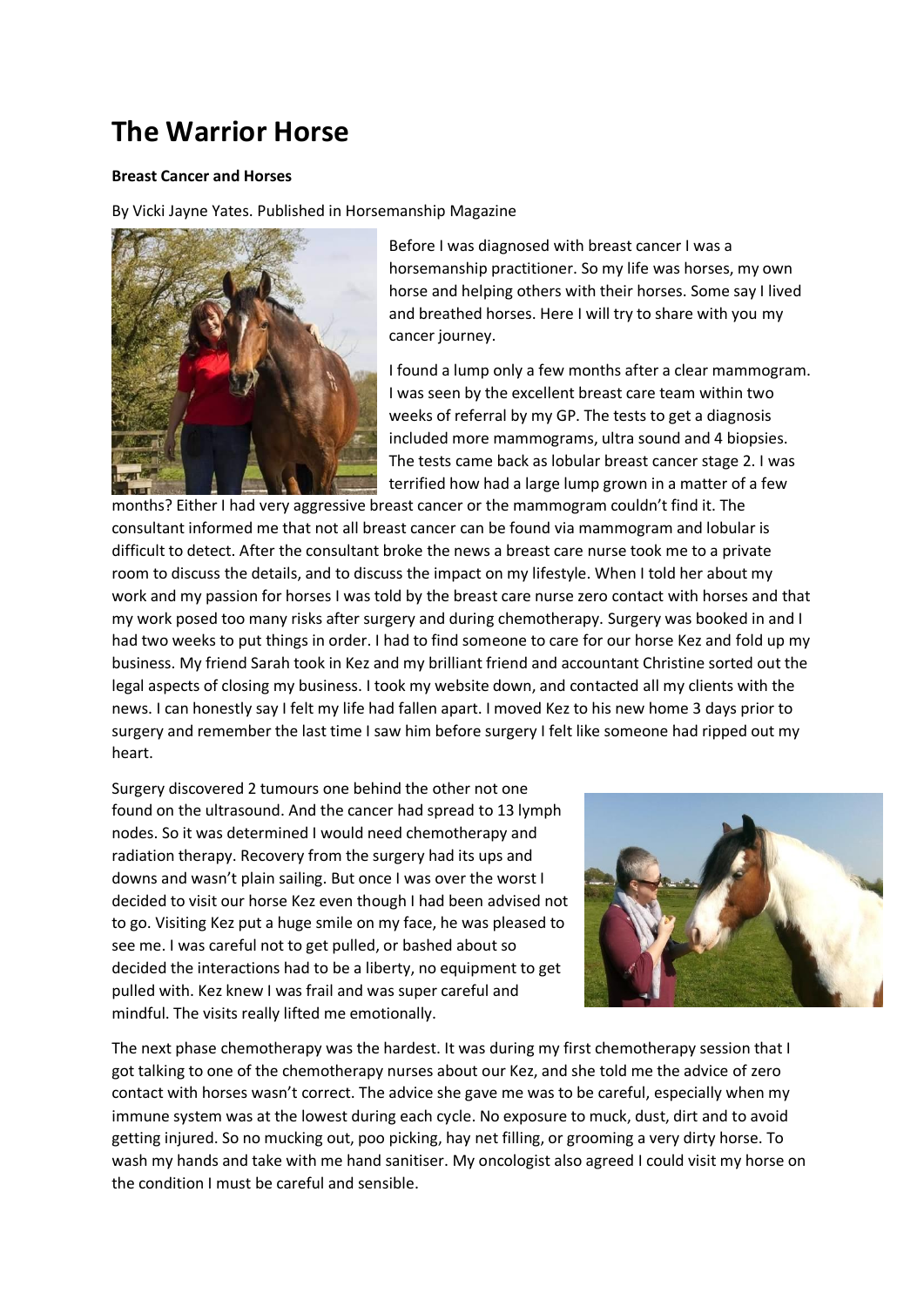# The Warrior Horse

**Breast Cancer and Horses**

By Vicki Jayne Yates. Published in Horsemanship Magazine

Before I was diagnosed with breast cancer I was a horsemanship practitioner. So my life was horses, my own horse and helping others with their horses. Some say I lived and breathed horses. Here I will try to share with you my cancer journey.

I found a lump only a few months after a clear mammogram. I was seen by the excellent breast care team within two weeks of referral by my GP. The tests to get a diagnosis included more mammograms, ultra sound and 4 biopsies. The tests came back as lobular breast cancer stage 2. I was terrified how had a large lump grown in a matter of a few months? Either I had very aggressive breast cancer or the mammogram couldn't find it. The consultant informed me that not all breast cancer can be found via mammogram and lobular is difficult to detect. After the consultant broke the news a breast care nurse took me to a private room to discuss the details, and to discuss the impact on my lifestyle. When I told her about my work and my passion for horses I was told by the breast care nurse zero contact with horses and that my work posed too many risks after surgery and during chemotherapy. Surgery was booked in and I had two weeks to put things in order. I had to find someone to care for our horse Kez and fold up my business. My friend Sarah took in Kez and my brilliant friend and accountant Christine sorted out the legal aspects of closing my business. I took my website down, and contacted all my clients with the news. I can honestly say I felt my life had fallen apart. I moved Kez to his new home 3 days prior to surgery and remember the last time I saw him before surgery I felt like someone had ripped out my heart.

Surgery discovered 2 tumours one behind the other not one found on the ultrasound. And the cancer had spread to 13 lymph nodes. So it was determined I would need chemotherapy and radiation therapy. Recovery from the surgery had its ups and downs and wasn't plain sailing. But once I was over the worst I decided to visit our horse Kez even though I had been advised not to go. Visiting Kez put a huge smile on my face, he was pleased to see me. I was careful not to get pulled, or bashed about so decided the interactions had to be a liberty, no equipment to get pulled with. Kez knew I was frail and was super careful and mindful. The visits really lifted me emotionally.

The next phase chemotherapy was the hardest. It was during my first chemotherapy session that I got talking to one of the chemotherapy nurses about our Kez, and she told me the advice of zero contact with horses wasn't correct. The advice she gave me was to be careful, especially when my immune system was at the lowest during each cycle. No exposure to muck, dust, dirt and to avoid getting injured. So no mucking out, poo picking, hay net filling, or grooming a very dirty horse. To wash my hands and take with me hand sanitiser. My oncologist also agreed I could visit my horse on the condition I must be careful and sensible.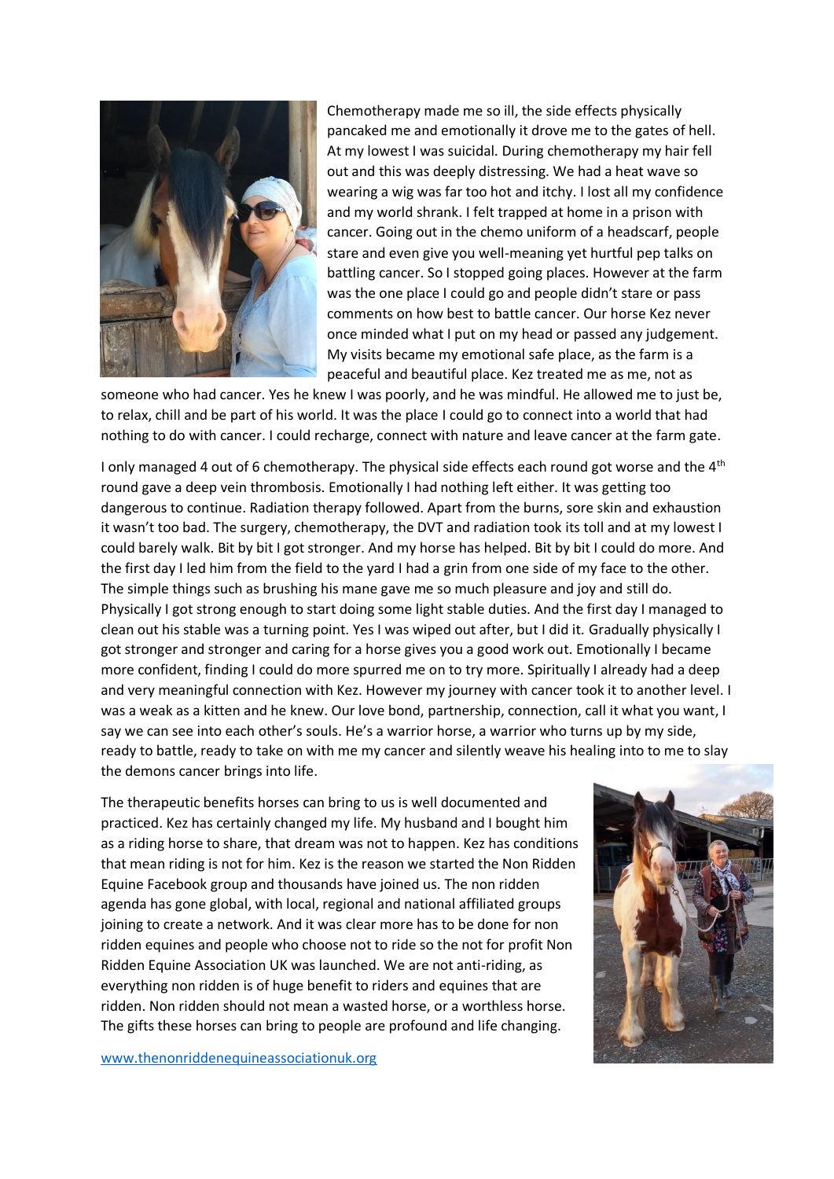Chemotherapy made me so ill, the side effects physically pancaked me and emotionally it drove me to the gates of hell. At my lowest I was suicidal. During chemotherapy my hair fell out and this was deeply distressing. We had a heat wave so wearing a wig was far too hot and itchy. I lost all my confidence and my world shrank. I felt trapped at home in a prison with cancer. Going out in the chemo uniform of a headscarf, people stare and even give you well-meaning yet hurtful pep talks on battling cancer. So I stopped going places. However at the farm was the one place I could go and people didn't stare or pass comments on how best to battle cancer. Our horse Kez never once minded what I put on my head or passed any judgement. My visits became my emotional safe place, as the farm is a peaceful and beautiful place. Kez treated me as me, not as someone who had cancer. Yes he knew I was poorly, and he was mindful. He allowed me to just be, to relax, chill and be part of his world. It was the place I could go to connect into a world that had nothing to do with cancer. I could recharge, connect with nature and leave cancer at the farm gate.

I only managed 4 out of 6 chemotherapy. The physical side effects each round got worse and the 4th round gave a deep vein thrombosis. Emotionally I had nothing left either. It was getting too dangerous to continue. Radiation therapy followed. Apart from the burns, sore skin and exhaustion it wasn't too bad. The surgery, chemotherapy, the DVT and radiation took its toll and at my lowest I could barely walk. Bit by bit I got stronger. And my horse has helped. Bit by bit I could do more. And the first day I led him from the field to the yard I had a grin from one side of my face to the other. The simple things such as brushing his mane gave me so much pleasure and joy and still do. Physically I got strong enough to start doing some light stable duties. And the first day I managed to clean out his stable was a turning point. Yes I was wiped out after, but I did it. Gradually physically I got stronger and stronger and caring for a horse gives you a good work out. Emotionally I became more confident, finding I could do more spurred me on to try more. Spiritually I already had a deep and very meaningful connection with Kez. However my journey with cancer took it to another level. I was a weak as a kitten and he knew. Our love bond, partnership, connection, call it what you want, I say we can see into each other's souls. He's a warrior horse, a warrior who turns up by my side, ready to battle, ready to take on with me my cancer and silently weave his healing into to me to slay the demons cancer brings into life.

The therapeutic benefits horses can bring to us is well documented and practiced. Kez has certainly changed my life. My husband and I bought him as a riding horse to share, that dream was not to happen. Kez has conditions that mean riding is not for him. Kez is the reason we started the Non Ridden Equine Facebook group and thousands have joined us. The non ridden agenda has gone global, with local, regional and national affiliated groups joining to create a network. And it was clear more has to be done for non ridden equines and people who choose not to ride so the not for profit Non Ridden Equine Association UK was launched. We are not anti-riding, as everything non ridden is of huge benefit to riders and equines that are ridden. Non ridden should not mean a wasted horse, or a worthless horse. The gifts these horses can bring to people are profound and life changing.

www.thenonriddenequineassociationuk.org